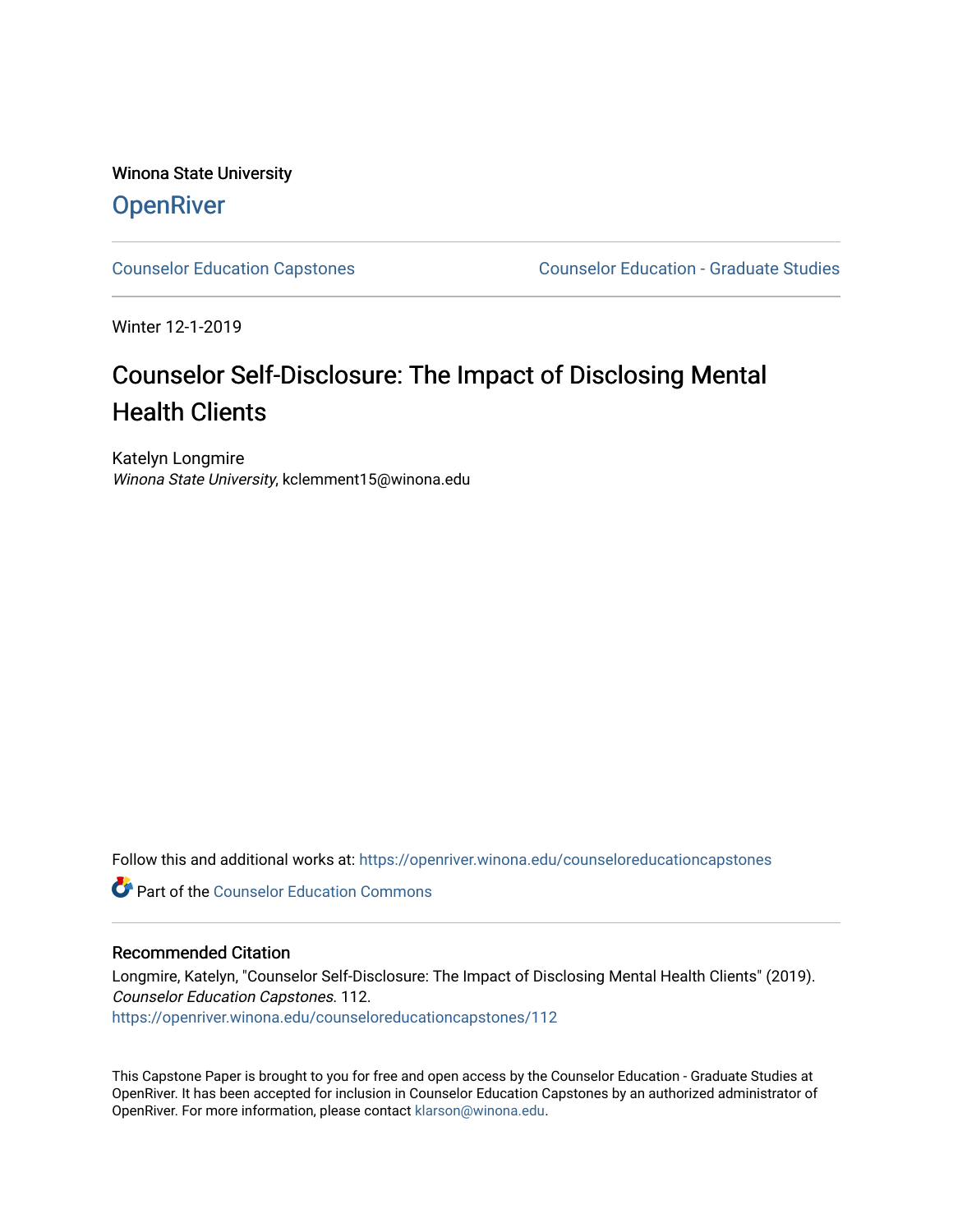Winona State University

# OpenRiver

Counselor Education Capstones | Counselor Education - Graduate Studies

Winter 12-1-2019

## Counselor Self-Disclosure: The Impact of Disclosing Mental Health Clients

Katelyn Longmire
*Winona State University*, kclemment15@winona.edu

Follow this and additional works at: https://openriver.winona.edu/counseloreducationcapstones

Part of the Counselor Education Commons

### Recommended Citation

Longmire, Katelyn, "Counselor Self-Disclosure: The Impact of Disclosing Mental Health Clients" (2019). *Counselor Education Capstones*. 112.
https://openriver.winona.edu/counseloreducationcapstones/112

This Capstone Paper is brought to you for free and open access by the Counselor Education - Graduate Studies at OpenRiver. It has been accepted for inclusion in Counselor Education Capstones by an authorized administrator of OpenRiver. For more information, please contact klarson@winona.edu.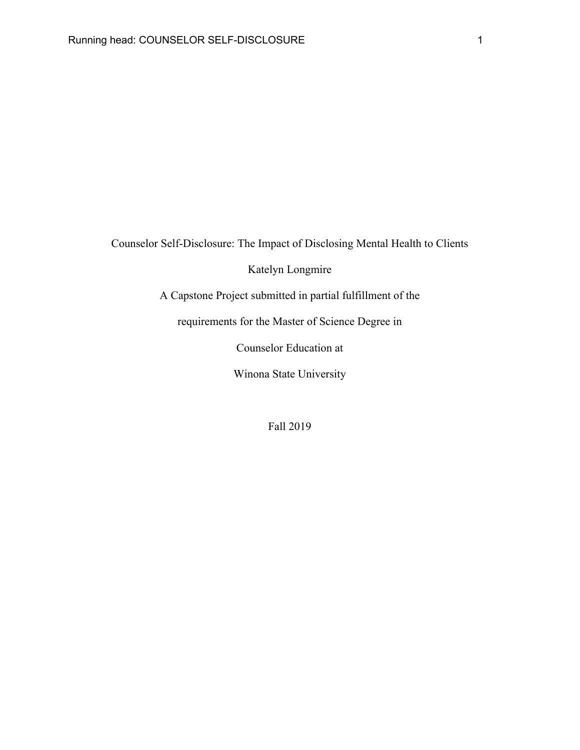# Counselor Self-Disclosure: The Impact of Disclosing Mental Health to Clients

Katelyn Longmire

A Capstone Project submitted in partial fulfillment of the

requirements for the Master of Science Degree in

Counselor Education at

Winona State University

Fall 2019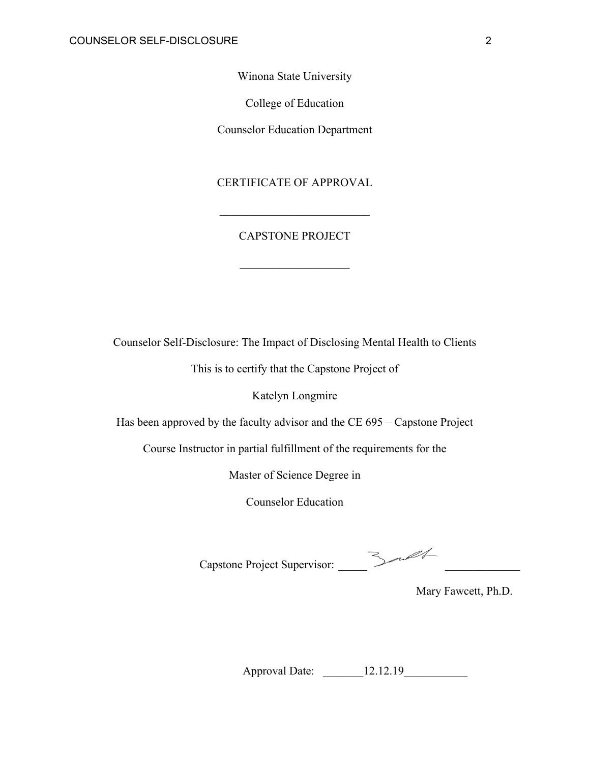Winona State University

College of Education

Counselor Education Department

CERTIFICATE OF APPROVAL

___________________________

CAPSTONE PROJECT

___________________

Counselor Self-Disclosure: The Impact of Disclosing Mental Health to Clients

This is to certify that the Capstone Project of

Katelyn Longmire

Has been approved by the faculty advisor and the CE 695 – Capstone Project

Course Instructor in partial fulfillment of the requirements for the

Master of Science Degree in

Counselor Education

Capstone Project Supervisor: _____ _____________

Mary Fawcett, Ph.D.

Approval Date: _______12.12.19___________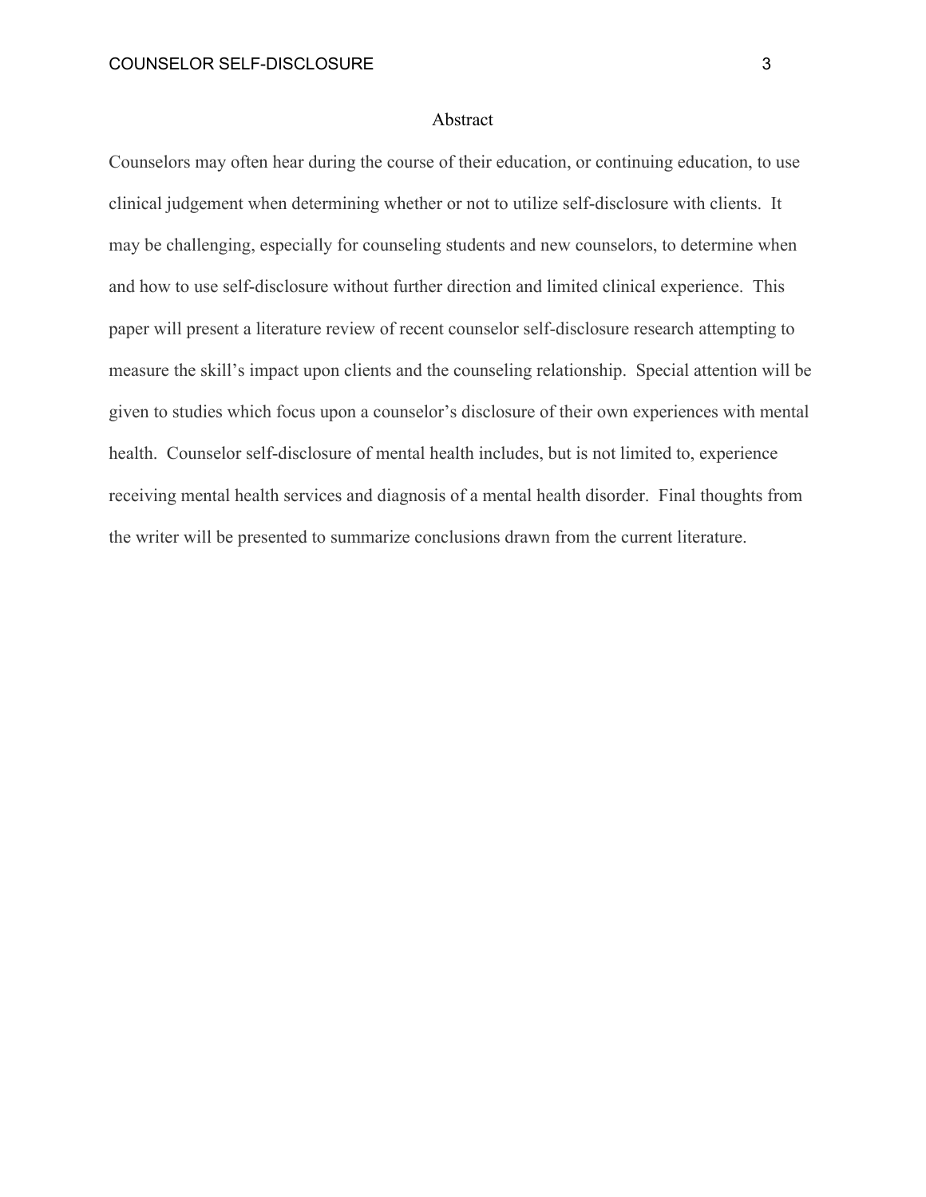# Abstract

Counselors may often hear during the course of their education, or continuing education, to use clinical judgement when determining whether or not to utilize self-disclosure with clients. It may be challenging, especially for counseling students and new counselors, to determine when and how to use self-disclosure without further direction and limited clinical experience. This paper will present a literature review of recent counselor self-disclosure research attempting to measure the skill's impact upon clients and the counseling relationship. Special attention will be given to studies which focus upon a counselor's disclosure of their own experiences with mental health. Counselor self-disclosure of mental health includes, but is not limited to, experience receiving mental health services and diagnosis of a mental health disorder. Final thoughts from the writer will be presented to summarize conclusions drawn from the current literature.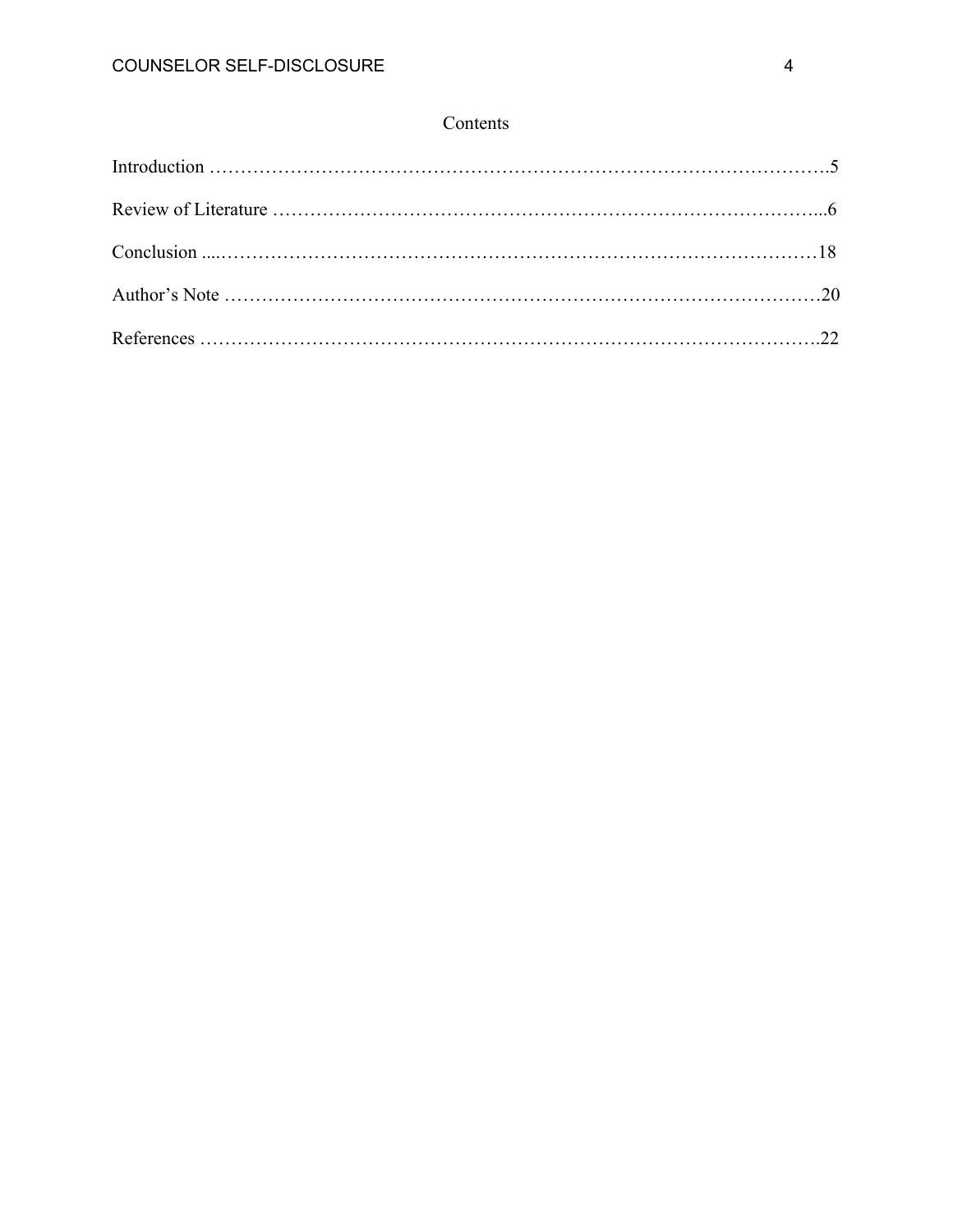# Contents

Introduction ……………………………………………………………………………………….5

Review of Literature ……………………………………………………………………………...6

Conclusion ....…………………………………………………………………………………18

Author's Note ………………………….……………………………………….………………….20

References ………………………………………………………………………………………22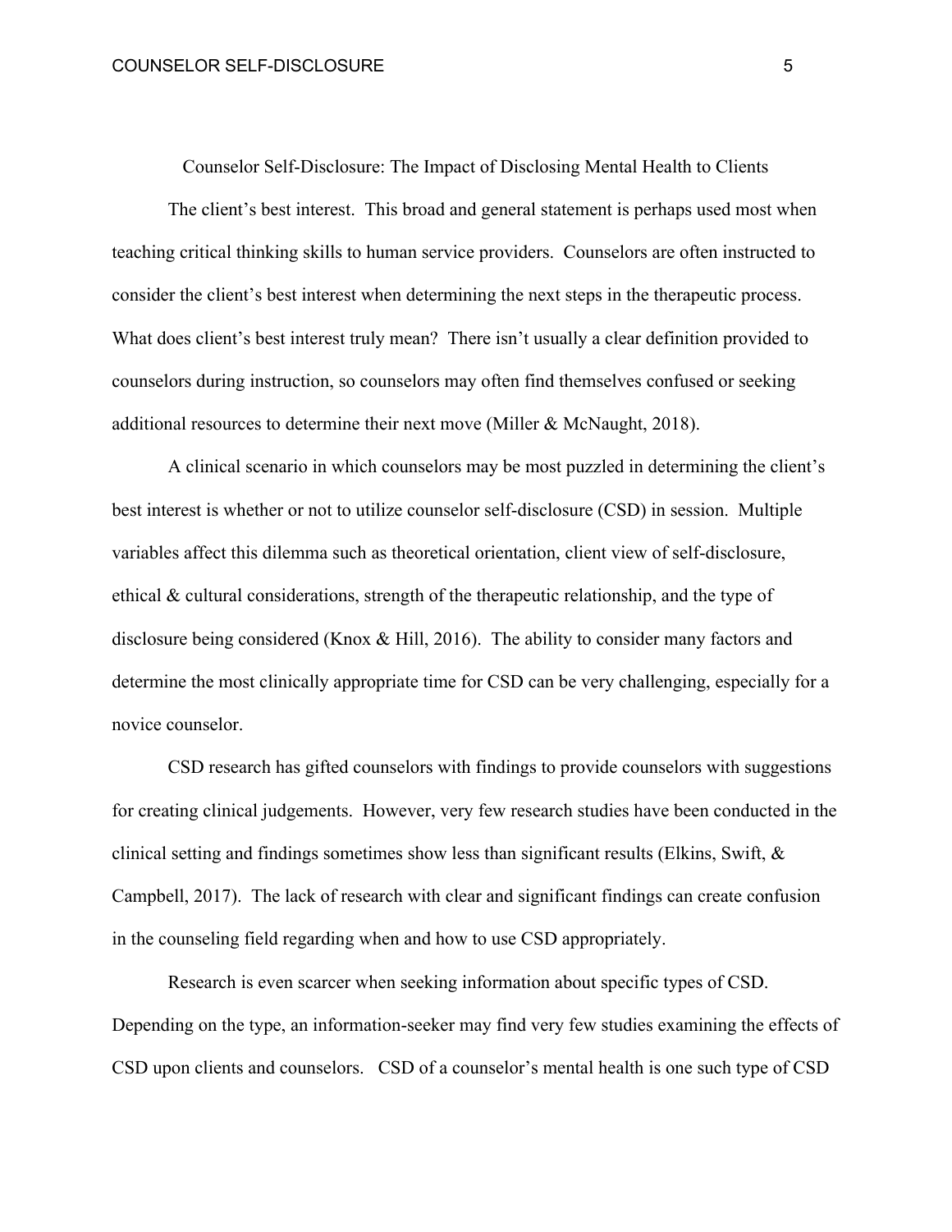# Counselor Self-Disclosure: The Impact of Disclosing Mental Health to Clients

The client's best interest. This broad and general statement is perhaps used most when teaching critical thinking skills to human service providers. Counselors are often instructed to consider the client's best interest when determining the next steps in the therapeutic process. What does client's best interest truly mean? There isn't usually a clear definition provided to counselors during instruction, so counselors may often find themselves confused or seeking additional resources to determine their next move (Miller & McNaught, 2018).

A clinical scenario in which counselors may be most puzzled in determining the client's best interest is whether or not to utilize counselor self-disclosure (CSD) in session. Multiple variables affect this dilemma such as theoretical orientation, client view of self-disclosure, ethical & cultural considerations, strength of the therapeutic relationship, and the type of disclosure being considered (Knox & Hill, 2016). The ability to consider many factors and determine the most clinically appropriate time for CSD can be very challenging, especially for a novice counselor.

CSD research has gifted counselors with findings to provide counselors with suggestions for creating clinical judgements. However, very few research studies have been conducted in the clinical setting and findings sometimes show less than significant results (Elkins, Swift, & Campbell, 2017). The lack of research with clear and significant findings can create confusion in the counseling field regarding when and how to use CSD appropriately.

Research is even scarcer when seeking information about specific types of CSD. Depending on the type, an information-seeker may find very few studies examining the effects of CSD upon clients and counselors. CSD of a counselor's mental health is one such type of CSD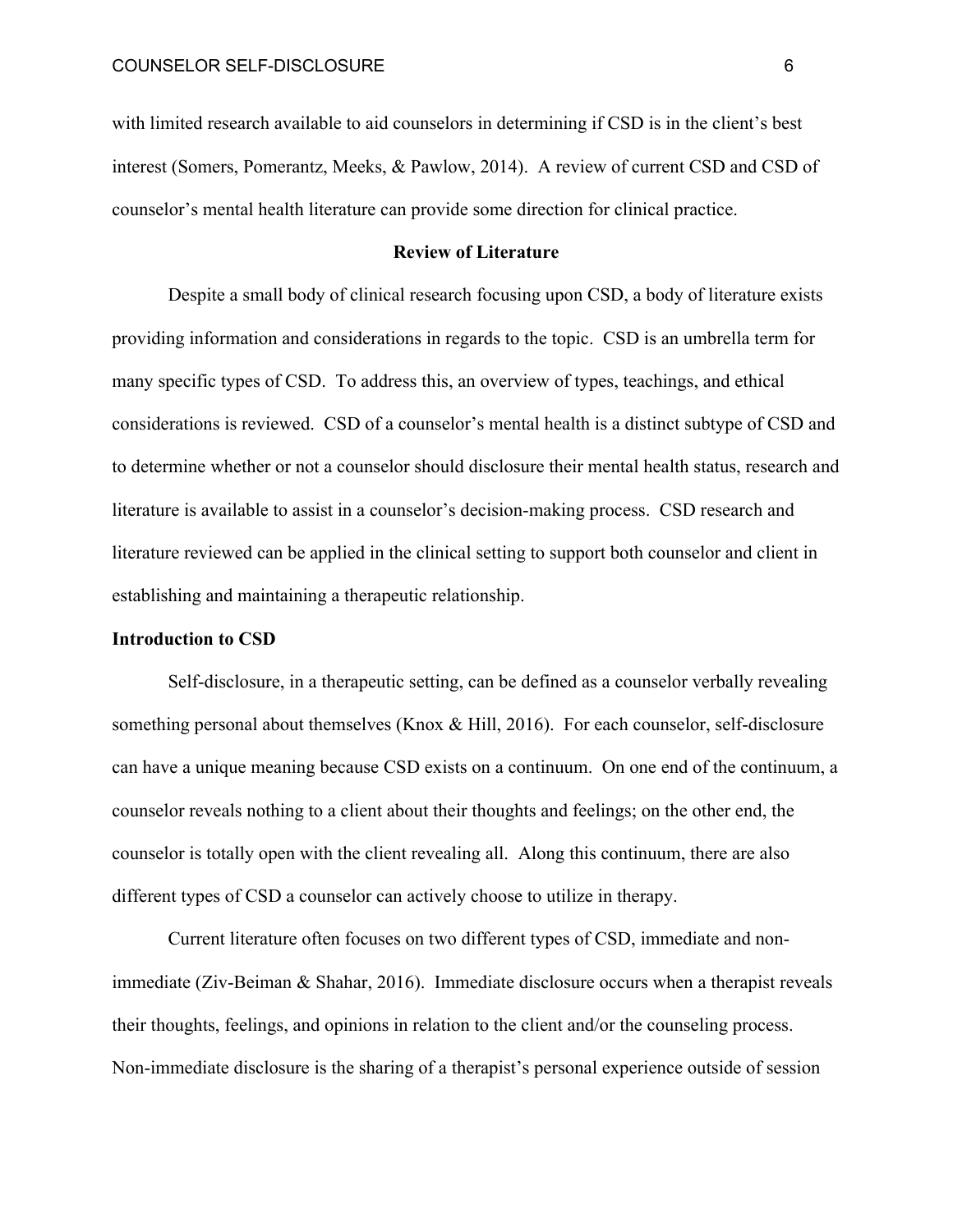with limited research available to aid counselors in determining if CSD is in the client's best interest (Somers, Pomerantz, Meeks, & Pawlow, 2014). A review of current CSD and CSD of counselor's mental health literature can provide some direction for clinical practice.

## Review of Literature

Despite a small body of clinical research focusing upon CSD, a body of literature exists providing information and considerations in regards to the topic. CSD is an umbrella term for many specific types of CSD. To address this, an overview of types, teachings, and ethical considerations is reviewed. CSD of a counselor's mental health is a distinct subtype of CSD and to determine whether or not a counselor should disclosure their mental health status, research and literature is available to assist in a counselor's decision-making process. CSD research and literature reviewed can be applied in the clinical setting to support both counselor and client in establishing and maintaining a therapeutic relationship.

### Introduction to CSD

Self-disclosure, in a therapeutic setting, can be defined as a counselor verbally revealing something personal about themselves (Knox & Hill, 2016). For each counselor, self-disclosure can have a unique meaning because CSD exists on a continuum. On one end of the continuum, a counselor reveals nothing to a client about their thoughts and feelings; on the other end, the counselor is totally open with the client revealing all. Along this continuum, there are also different types of CSD a counselor can actively choose to utilize in therapy.

Current literature often focuses on two different types of CSD, immediate and non-immediate (Ziv-Beiman & Shahar, 2016). Immediate disclosure occurs when a therapist reveals their thoughts, feelings, and opinions in relation to the client and/or the counseling process. Non-immediate disclosure is the sharing of a therapist's personal experience outside of session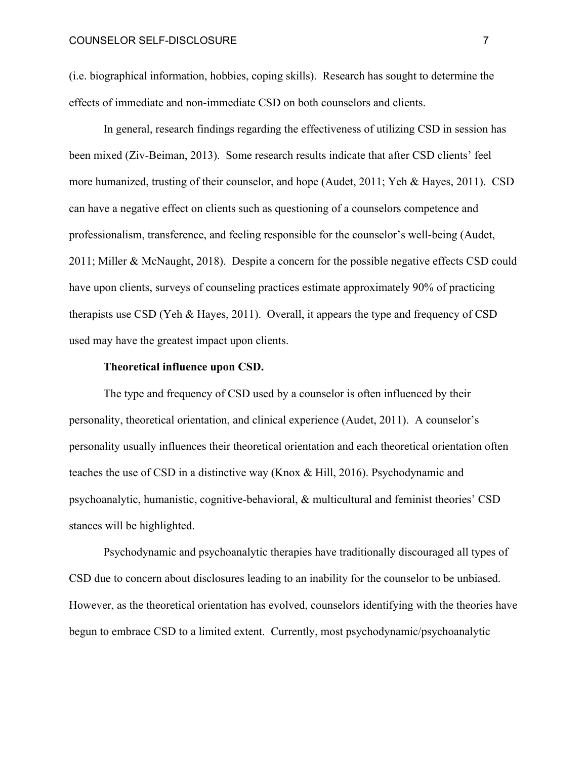(i.e. biographical information, hobbies, coping skills). Research has sought to determine the effects of immediate and non-immediate CSD on both counselors and clients.

In general, research findings regarding the effectiveness of utilizing CSD in session has been mixed (Ziv-Beiman, 2013). Some research results indicate that after CSD clients' feel more humanized, trusting of their counselor, and hope (Audet, 2011; Yeh & Hayes, 2011). CSD can have a negative effect on clients such as questioning of a counselors competence and professionalism, transference, and feeling responsible for the counselor's well-being (Audet, 2011; Miller & McNaught, 2018). Despite a concern for the possible negative effects CSD could have upon clients, surveys of counseling practices estimate approximately 90% of practicing therapists use CSD (Yeh & Hayes, 2011). Overall, it appears the type and frequency of CSD used may have the greatest impact upon clients.

**Theoretical influence upon CSD.**

The type and frequency of CSD used by a counselor is often influenced by their personality, theoretical orientation, and clinical experience (Audet, 2011). A counselor's personality usually influences their theoretical orientation and each theoretical orientation often teaches the use of CSD in a distinctive way (Knox & Hill, 2016). Psychodynamic and psychoanalytic, humanistic, cognitive-behavioral, & multicultural and feminist theories' CSD stances will be highlighted.

Psychodynamic and psychoanalytic therapies have traditionally discouraged all types of CSD due to concern about disclosures leading to an inability for the counselor to be unbiased. However, as the theoretical orientation has evolved, counselors identifying with the theories have begun to embrace CSD to a limited extent. Currently, most psychodynamic/psychoanalytic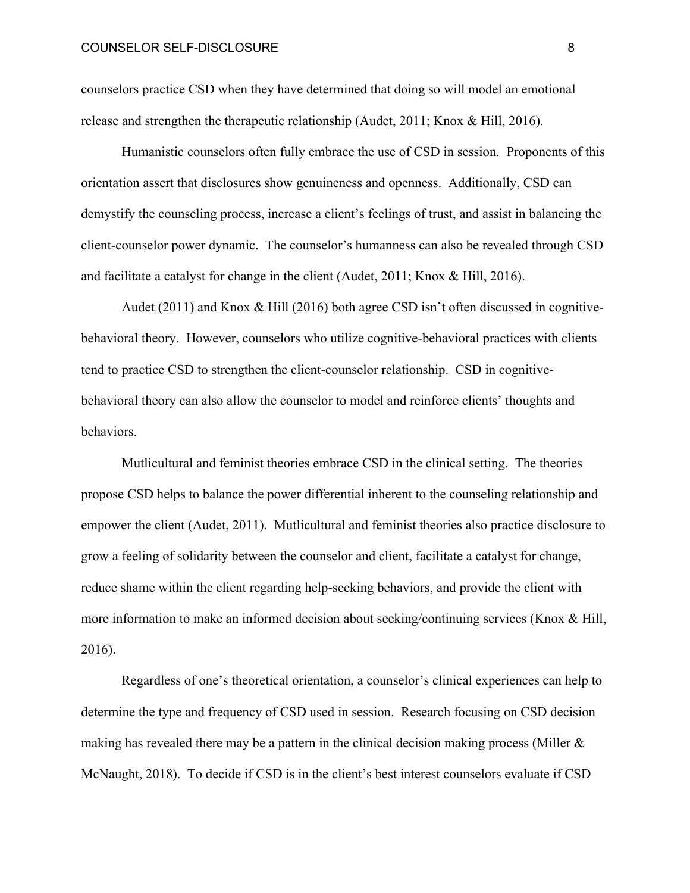counselors practice CSD when they have determined that doing so will model an emotional release and strengthen the therapeutic relationship (Audet, 2011; Knox & Hill, 2016).

Humanistic counselors often fully embrace the use of CSD in session. Proponents of this orientation assert that disclosures show genuineness and openness. Additionally, CSD can demystify the counseling process, increase a client's feelings of trust, and assist in balancing the client-counselor power dynamic. The counselor's humanness can also be revealed through CSD and facilitate a catalyst for change in the client (Audet, 2011; Knox & Hill, 2016).

Audet (2011) and Knox & Hill (2016) both agree CSD isn't often discussed in cognitive-behavioral theory. However, counselors who utilize cognitive-behavioral practices with clients tend to practice CSD to strengthen the client-counselor relationship. CSD in cognitive-behavioral theory can also allow the counselor to model and reinforce clients' thoughts and behaviors.

Mutlicultural and feminist theories embrace CSD in the clinical setting. The theories propose CSD helps to balance the power differential inherent to the counseling relationship and empower the client (Audet, 2011). Mutlicultural and feminist theories also practice disclosure to grow a feeling of solidarity between the counselor and client, facilitate a catalyst for change, reduce shame within the client regarding help-seeking behaviors, and provide the client with more information to make an informed decision about seeking/continuing services (Knox & Hill, 2016).

Regardless of one's theoretical orientation, a counselor's clinical experiences can help to determine the type and frequency of CSD used in session. Research focusing on CSD decision making has revealed there may be a pattern in the clinical decision making process (Miller & McNaught, 2018). To decide if CSD is in the client's best interest counselors evaluate if CSD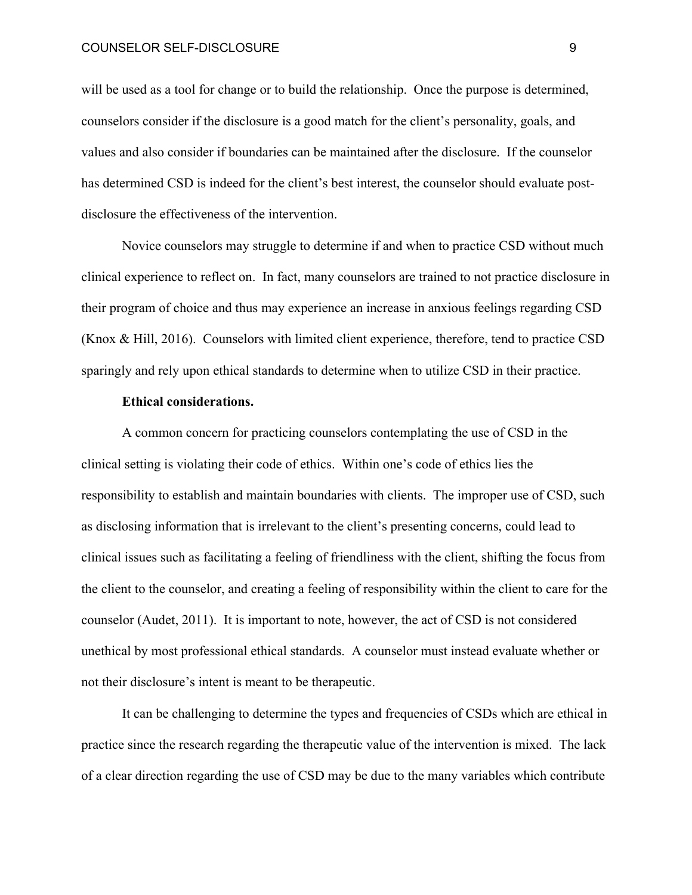will be used as a tool for change or to build the relationship. Once the purpose is determined, counselors consider if the disclosure is a good match for the client's personality, goals, and values and also consider if boundaries can be maintained after the disclosure. If the counselor has determined CSD is indeed for the client's best interest, the counselor should evaluate post-disclosure the effectiveness of the intervention.

Novice counselors may struggle to determine if and when to practice CSD without much clinical experience to reflect on. In fact, many counselors are trained to not practice disclosure in their program of choice and thus may experience an increase in anxious feelings regarding CSD (Knox & Hill, 2016). Counselors with limited client experience, therefore, tend to practice CSD sparingly and rely upon ethical standards to determine when to utilize CSD in their practice.

**Ethical considerations.**

A common concern for practicing counselors contemplating the use of CSD in the clinical setting is violating their code of ethics. Within one's code of ethics lies the responsibility to establish and maintain boundaries with clients. The improper use of CSD, such as disclosing information that is irrelevant to the client's presenting concerns, could lead to clinical issues such as facilitating a feeling of friendliness with the client, shifting the focus from the client to the counselor, and creating a feeling of responsibility within the client to care for the counselor (Audet, 2011). It is important to note, however, the act of CSD is not considered unethical by most professional ethical standards. A counselor must instead evaluate whether or not their disclosure's intent is meant to be therapeutic.

It can be challenging to determine the types and frequencies of CSDs which are ethical in practice since the research regarding the therapeutic value of the intervention is mixed. The lack of a clear direction regarding the use of CSD may be due to the many variables which contribute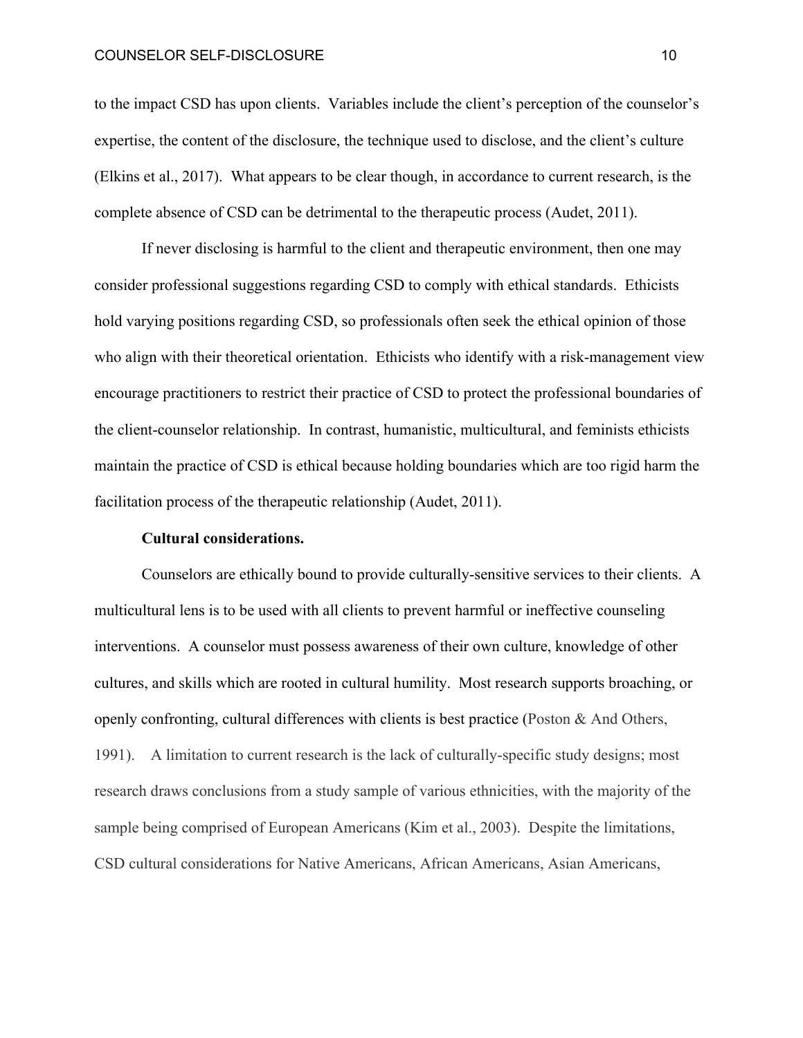to the impact CSD has upon clients. Variables include the client's perception of the counselor's expertise, the content of the disclosure, the technique used to disclose, and the client's culture (Elkins et al., 2017). What appears to be clear though, in accordance to current research, is the complete absence of CSD can be detrimental to the therapeutic process (Audet, 2011).

If never disclosing is harmful to the client and therapeutic environment, then one may consider professional suggestions regarding CSD to comply with ethical standards. Ethicists hold varying positions regarding CSD, so professionals often seek the ethical opinion of those who align with their theoretical orientation. Ethicists who identify with a risk-management view encourage practitioners to restrict their practice of CSD to protect the professional boundaries of the client-counselor relationship. In contrast, humanistic, multicultural, and feminists ethicists maintain the practice of CSD is ethical because holding boundaries which are too rigid harm the facilitation process of the therapeutic relationship (Audet, 2011).

**Cultural considerations.**

Counselors are ethically bound to provide culturally-sensitive services to their clients. A multicultural lens is to be used with all clients to prevent harmful or ineffective counseling interventions. A counselor must possess awareness of their own culture, knowledge of other cultures, and skills which are rooted in cultural humility. Most research supports broaching, or openly confronting, cultural differences with clients is best practice (Poston & And Others, 1991). A limitation to current research is the lack of culturally-specific study designs; most research draws conclusions from a study sample of various ethnicities, with the majority of the sample being comprised of European Americans (Kim et al., 2003). Despite the limitations, CSD cultural considerations for Native Americans, African Americans, Asian Americans,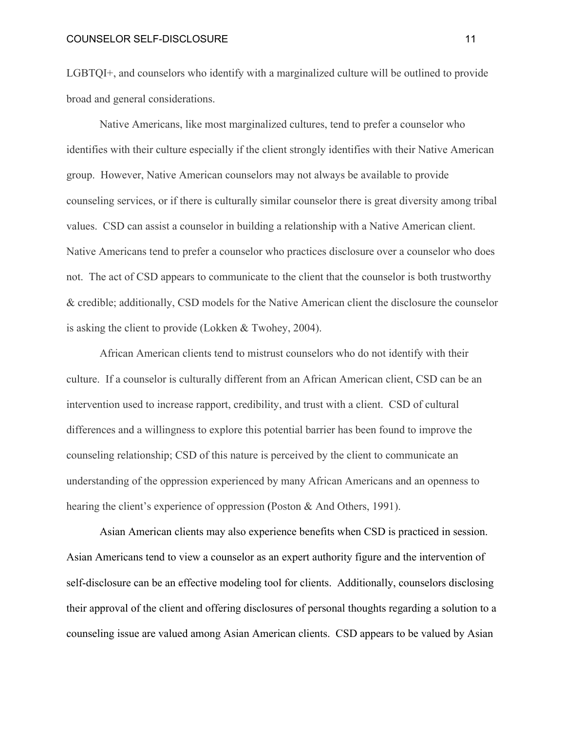LGBTQI+, and counselors who identify with a marginalized culture will be outlined to provide broad and general considerations.

Native Americans, like most marginalized cultures, tend to prefer a counselor who identifies with their culture especially if the client strongly identifies with their Native American group. However, Native American counselors may not always be available to provide counseling services, or if there is culturally similar counselor there is great diversity among tribal values. CSD can assist a counselor in building a relationship with a Native American client. Native Americans tend to prefer a counselor who practices disclosure over a counselor who does not. The act of CSD appears to communicate to the client that the counselor is both trustworthy & credible; additionally, CSD models for the Native American client the disclosure the counselor is asking the client to provide (Lokken & Twohey, 2004).

African American clients tend to mistrust counselors who do not identify with their culture. If a counselor is culturally different from an African American client, CSD can be an intervention used to increase rapport, credibility, and trust with a client. CSD of cultural differences and a willingness to explore this potential barrier has been found to improve the counseling relationship; CSD of this nature is perceived by the client to communicate an understanding of the oppression experienced by many African Americans and an openness to hearing the client's experience of oppression (Poston & And Others, 1991).

Asian American clients may also experience benefits when CSD is practiced in session. Asian Americans tend to view a counselor as an expert authority figure and the intervention of self-disclosure can be an effective modeling tool for clients. Additionally, counselors disclosing their approval of the client and offering disclosures of personal thoughts regarding a solution to a counseling issue are valued among Asian American clients. CSD appears to be valued by Asian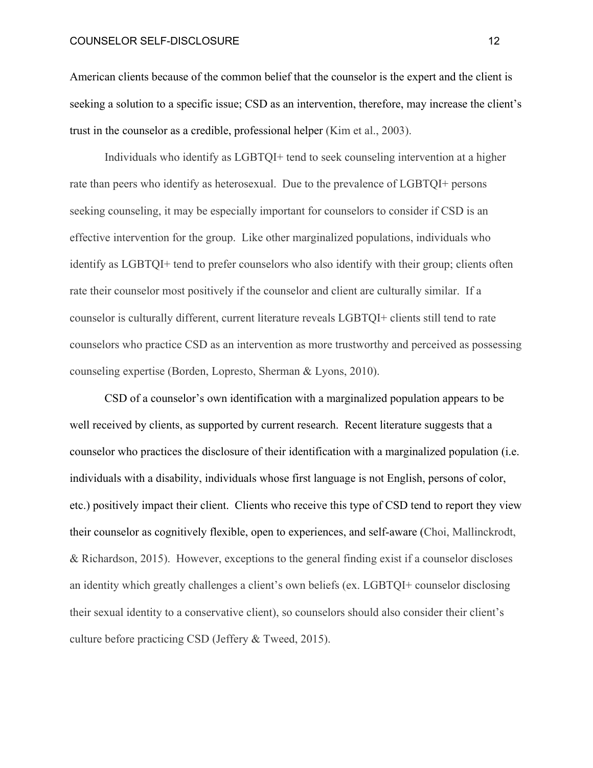American clients because of the common belief that the counselor is the expert and the client is seeking a solution to a specific issue; CSD as an intervention, therefore, may increase the client's trust in the counselor as a credible, professional helper (Kim et al., 2003).

Individuals who identify as LGBTQI+ tend to seek counseling intervention at a higher rate than peers who identify as heterosexual. Due to the prevalence of LGBTQI+ persons seeking counseling, it may be especially important for counselors to consider if CSD is an effective intervention for the group. Like other marginalized populations, individuals who identify as LGBTQI+ tend to prefer counselors who also identify with their group; clients often rate their counselor most positively if the counselor and client are culturally similar. If a counselor is culturally different, current literature reveals LGBTQI+ clients still tend to rate counselors who practice CSD as an intervention as more trustworthy and perceived as possessing counseling expertise (Borden, Lopresto, Sherman & Lyons, 2010).

CSD of a counselor's own identification with a marginalized population appears to be well received by clients, as supported by current research. Recent literature suggests that a counselor who practices the disclosure of their identification with a marginalized population (i.e. individuals with a disability, individuals whose first language is not English, persons of color, etc.) positively impact their client. Clients who receive this type of CSD tend to report they view their counselor as cognitively flexible, open to experiences, and self-aware (Choi, Mallinckrodt, & Richardson, 2015). However, exceptions to the general finding exist if a counselor discloses an identity which greatly challenges a client's own beliefs (ex. LGBTQI+ counselor disclosing their sexual identity to a conservative client), so counselors should also consider their client's culture before practicing CSD (Jeffery & Tweed, 2015).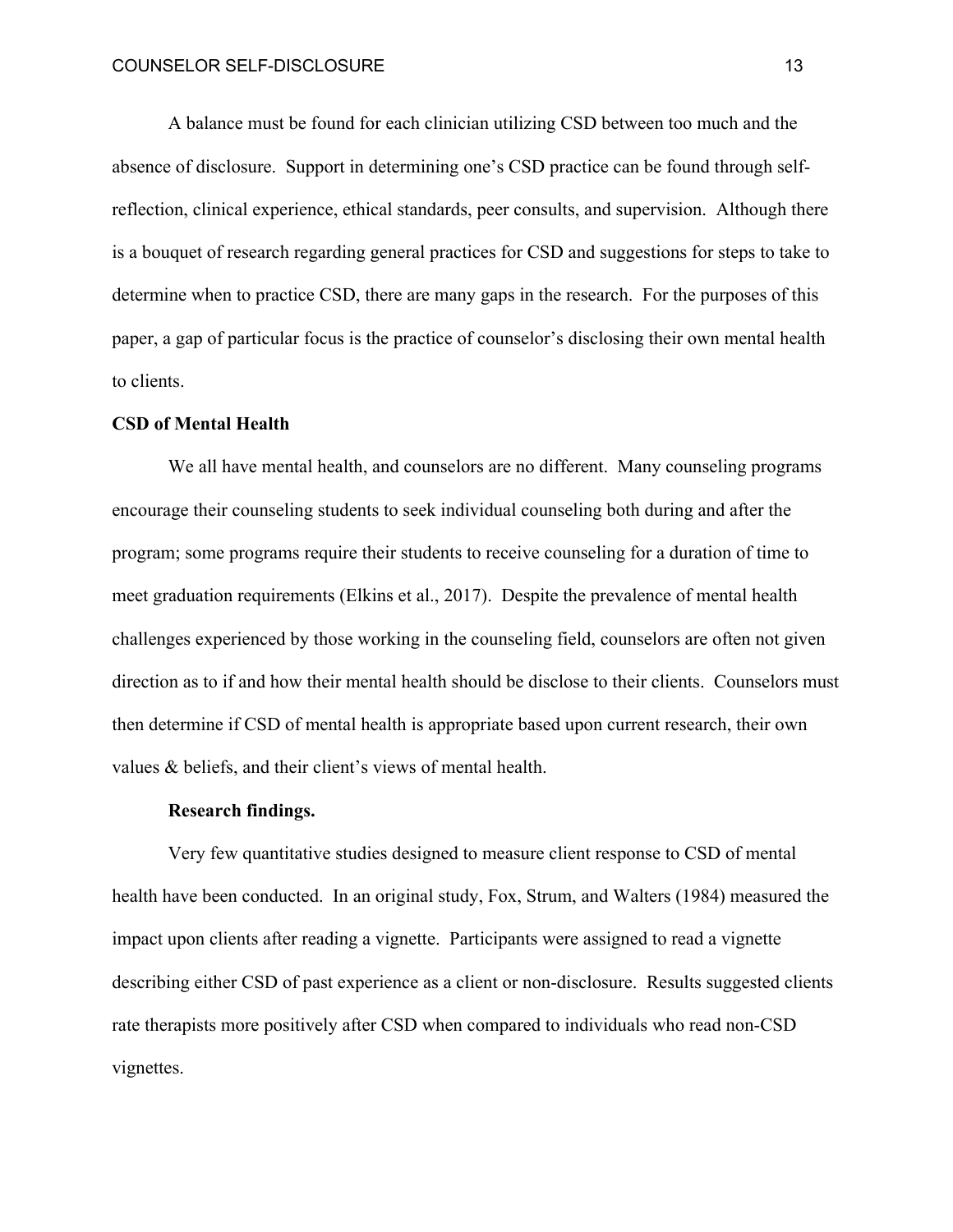A balance must be found for each clinician utilizing CSD between too much and the absence of disclosure. Support in determining one's CSD practice can be found through self-reflection, clinical experience, ethical standards, peer consults, and supervision. Although there is a bouquet of research regarding general practices for CSD and suggestions for steps to take to determine when to practice CSD, there are many gaps in the research. For the purposes of this paper, a gap of particular focus is the practice of counselor's disclosing their own mental health to clients.

## CSD of Mental Health

We all have mental health, and counselors are no different. Many counseling programs encourage their counseling students to seek individual counseling both during and after the program; some programs require their students to receive counseling for a duration of time to meet graduation requirements (Elkins et al., 2017). Despite the prevalence of mental health challenges experienced by those working in the counseling field, counselors are often not given direction as to if and how their mental health should be disclose to their clients. Counselors must then determine if CSD of mental health is appropriate based upon current research, their own values & beliefs, and their client's views of mental health.

### Research findings.

Very few quantitative studies designed to measure client response to CSD of mental health have been conducted. In an original study, Fox, Strum, and Walters (1984) measured the impact upon clients after reading a vignette. Participants were assigned to read a vignette describing either CSD of past experience as a client or non-disclosure. Results suggested clients rate therapists more positively after CSD when compared to individuals who read non-CSD vignettes.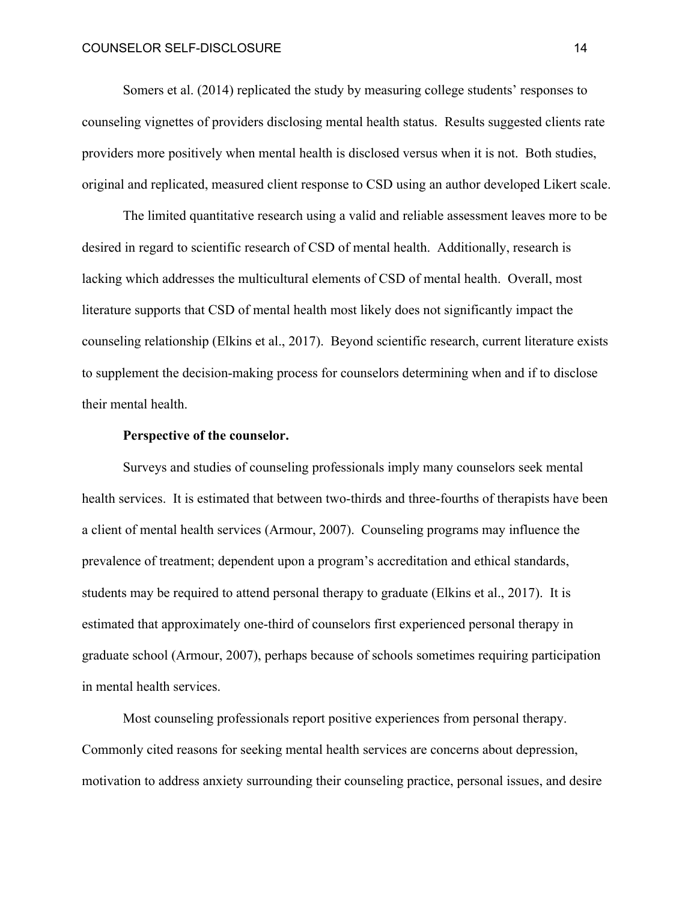Somers et al. (2014) replicated the study by measuring college students' responses to counseling vignettes of providers disclosing mental health status. Results suggested clients rate providers more positively when mental health is disclosed versus when it is not. Both studies, original and replicated, measured client response to CSD using an author developed Likert scale.

The limited quantitative research using a valid and reliable assessment leaves more to be desired in regard to scientific research of CSD of mental health. Additionally, research is lacking which addresses the multicultural elements of CSD of mental health. Overall, most literature supports that CSD of mental health most likely does not significantly impact the counseling relationship (Elkins et al., 2017). Beyond scientific research, current literature exists to supplement the decision-making process for counselors determining when and if to disclose their mental health.

**Perspective of the counselor.**

Surveys and studies of counseling professionals imply many counselors seek mental health services. It is estimated that between two-thirds and three-fourths of therapists have been a client of mental health services (Armour, 2007). Counseling programs may influence the prevalence of treatment; dependent upon a program's accreditation and ethical standards, students may be required to attend personal therapy to graduate (Elkins et al., 2017). It is estimated that approximately one-third of counselors first experienced personal therapy in graduate school (Armour, 2007), perhaps because of schools sometimes requiring participation in mental health services.

Most counseling professionals report positive experiences from personal therapy. Commonly cited reasons for seeking mental health services are concerns about depression, motivation to address anxiety surrounding their counseling practice, personal issues, and desire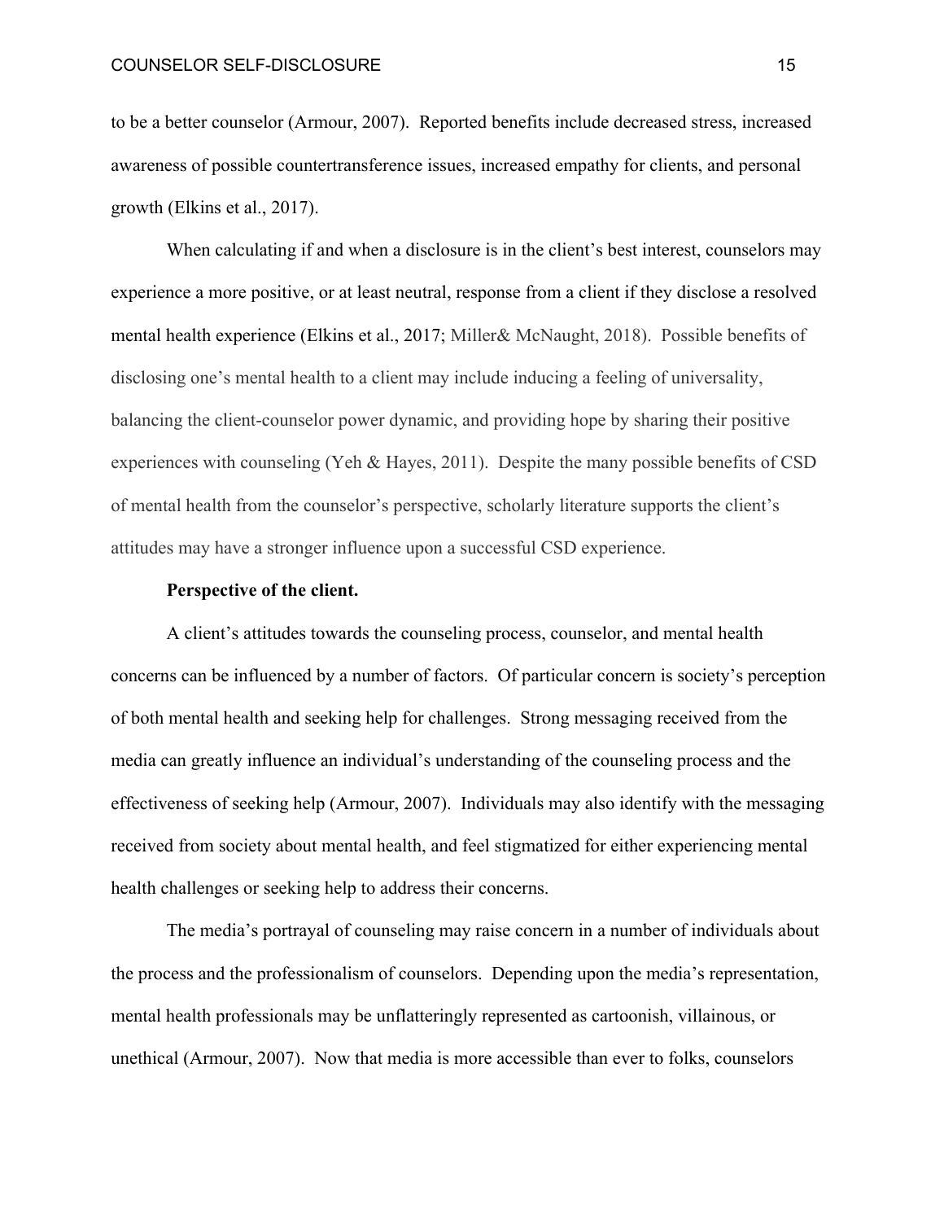to be a better counselor (Armour, 2007). Reported benefits include decreased stress, increased awareness of possible countertransference issues, increased empathy for clients, and personal growth (Elkins et al., 2017).

When calculating if and when a disclosure is in the client's best interest, counselors may experience a more positive, or at least neutral, response from a client if they disclose a resolved mental health experience (Elkins et al., 2017; Miller& McNaught, 2018). Possible benefits of disclosing one's mental health to a client may include inducing a feeling of universality, balancing the client-counselor power dynamic, and providing hope by sharing their positive experiences with counseling (Yeh & Hayes, 2011). Despite the many possible benefits of CSD of mental health from the counselor's perspective, scholarly literature supports the client's attitudes may have a stronger influence upon a successful CSD experience.

**Perspective of the client.**

A client's attitudes towards the counseling process, counselor, and mental health concerns can be influenced by a number of factors. Of particular concern is society's perception of both mental health and seeking help for challenges. Strong messaging received from the media can greatly influence an individual's understanding of the counseling process and the effectiveness of seeking help (Armour, 2007). Individuals may also identify with the messaging received from society about mental health, and feel stigmatized for either experiencing mental health challenges or seeking help to address their concerns.

The media's portrayal of counseling may raise concern in a number of individuals about the process and the professionalism of counselors. Depending upon the media's representation, mental health professionals may be unflatteringly represented as cartoonish, villainous, or unethical (Armour, 2007). Now that media is more accessible than ever to folks, counselors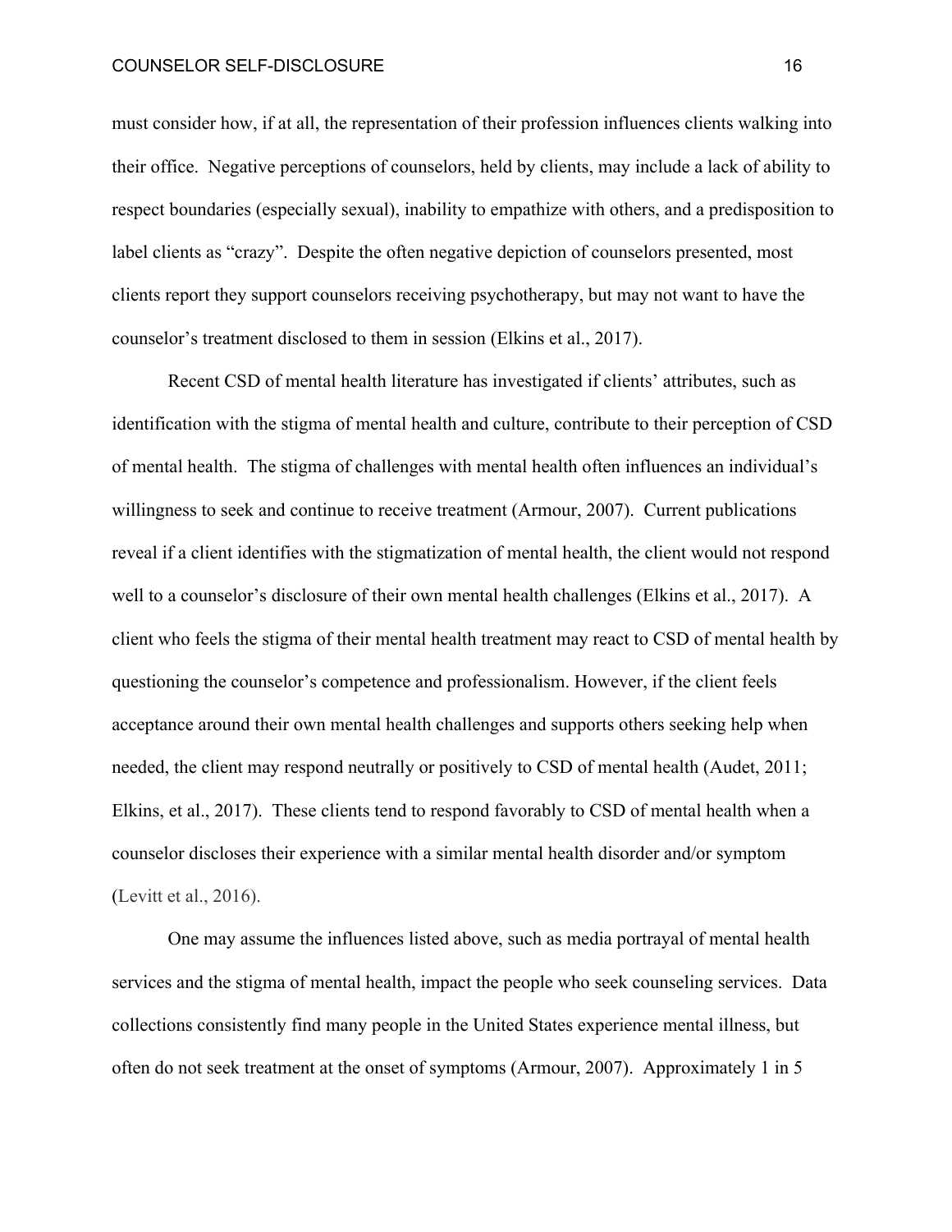must consider how, if at all, the representation of their profession influences clients walking into their office. Negative perceptions of counselors, held by clients, may include a lack of ability to respect boundaries (especially sexual), inability to empathize with others, and a predisposition to label clients as "crazy". Despite the often negative depiction of counselors presented, most clients report they support counselors receiving psychotherapy, but may not want to have the counselor's treatment disclosed to them in session (Elkins et al., 2017).

Recent CSD of mental health literature has investigated if clients' attributes, such as identification with the stigma of mental health and culture, contribute to their perception of CSD of mental health. The stigma of challenges with mental health often influences an individual's willingness to seek and continue to receive treatment (Armour, 2007). Current publications reveal if a client identifies with the stigmatization of mental health, the client would not respond well to a counselor's disclosure of their own mental health challenges (Elkins et al., 2017). A client who feels the stigma of their mental health treatment may react to CSD of mental health by questioning the counselor's competence and professionalism. However, if the client feels acceptance around their own mental health challenges and supports others seeking help when needed, the client may respond neutrally or positively to CSD of mental health (Audet, 2011; Elkins, et al., 2017). These clients tend to respond favorably to CSD of mental health when a counselor discloses their experience with a similar mental health disorder and/or symptom (Levitt et al., 2016).

One may assume the influences listed above, such as media portrayal of mental health services and the stigma of mental health, impact the people who seek counseling services. Data collections consistently find many people in the United States experience mental illness, but often do not seek treatment at the onset of symptoms (Armour, 2007). Approximately 1 in 5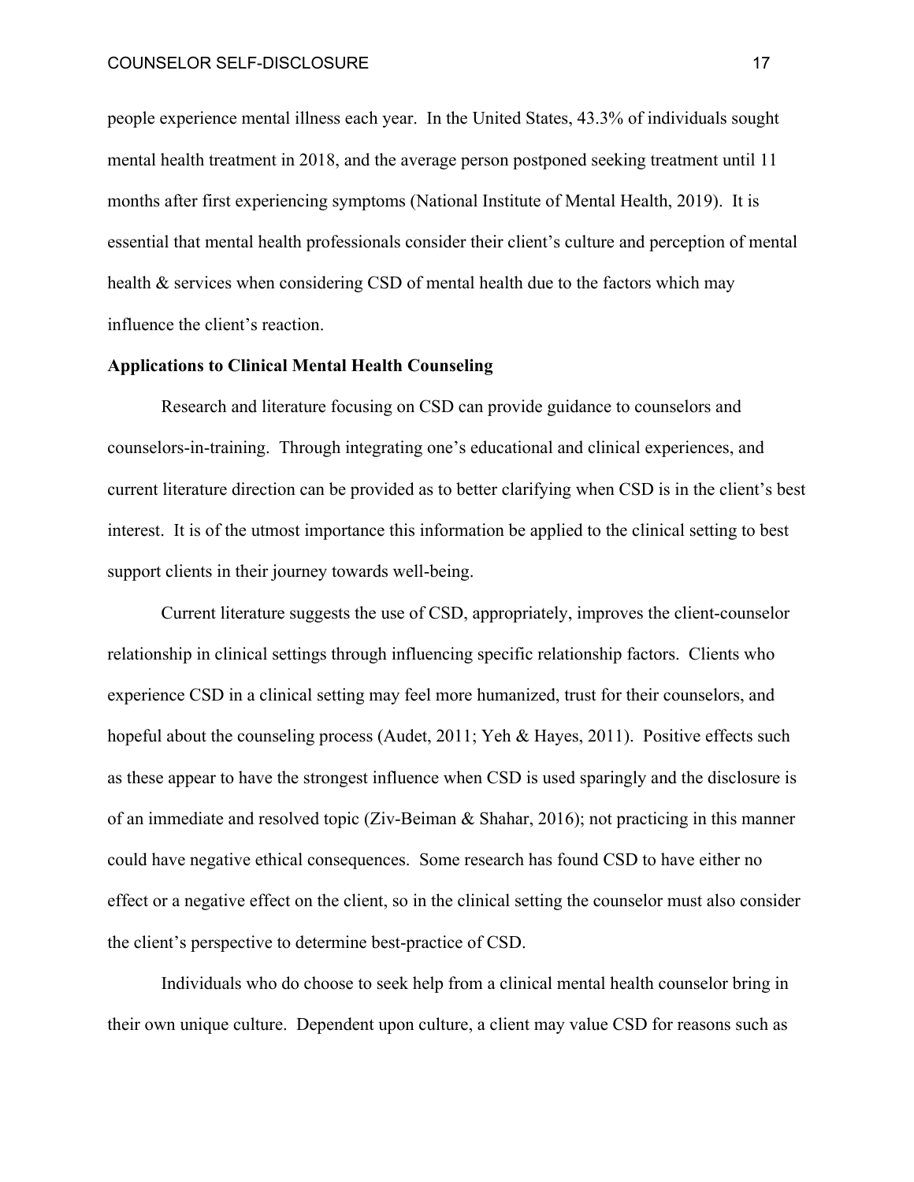people experience mental illness each year. In the United States, 43.3% of individuals sought mental health treatment in 2018, and the average person postponed seeking treatment until 11 months after first experiencing symptoms (National Institute of Mental Health, 2019). It is essential that mental health professionals consider their client's culture and perception of mental health & services when considering CSD of mental health due to the factors which may influence the client's reaction.

**Applications to Clinical Mental Health Counseling**

Research and literature focusing on CSD can provide guidance to counselors and counselors-in-training. Through integrating one's educational and clinical experiences, and current literature direction can be provided as to better clarifying when CSD is in the client's best interest. It is of the utmost importance this information be applied to the clinical setting to best support clients in their journey towards well-being.

Current literature suggests the use of CSD, appropriately, improves the client-counselor relationship in clinical settings through influencing specific relationship factors. Clients who experience CSD in a clinical setting may feel more humanized, trust for their counselors, and hopeful about the counseling process (Audet, 2011; Yeh & Hayes, 2011). Positive effects such as these appear to have the strongest influence when CSD is used sparingly and the disclosure is of an immediate and resolved topic (Ziv-Beiman & Shahar, 2016); not practicing in this manner could have negative ethical consequences. Some research has found CSD to have either no effect or a negative effect on the client, so in the clinical setting the counselor must also consider the client's perspective to determine best-practice of CSD.

Individuals who do choose to seek help from a clinical mental health counselor bring in their own unique culture. Dependent upon culture, a client may value CSD for reasons such as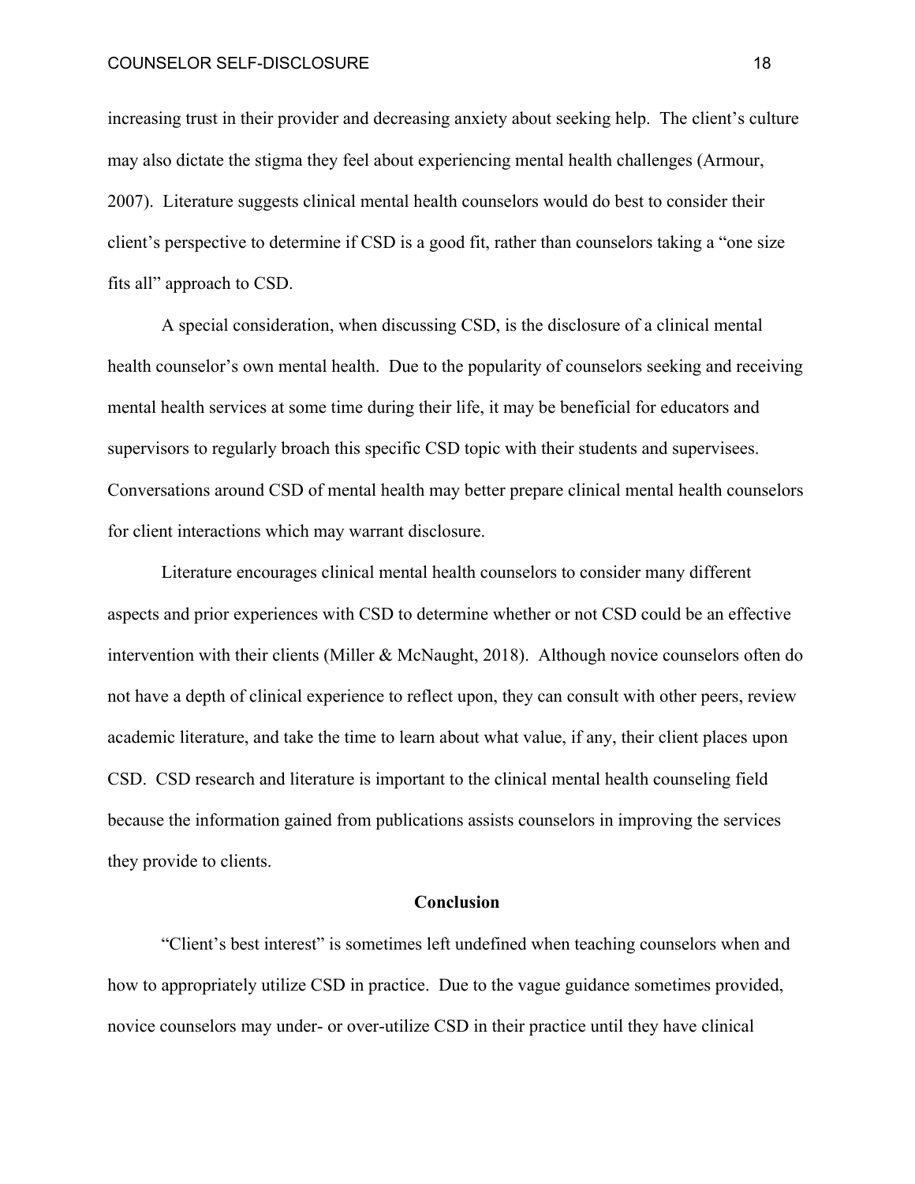increasing trust in their provider and decreasing anxiety about seeking help. The client's culture may also dictate the stigma they feel about experiencing mental health challenges (Armour, 2007). Literature suggests clinical mental health counselors would do best to consider their client's perspective to determine if CSD is a good fit, rather than counselors taking a "one size fits all" approach to CSD.

A special consideration, when discussing CSD, is the disclosure of a clinical mental health counselor's own mental health. Due to the popularity of counselors seeking and receiving mental health services at some time during their life, it may be beneficial for educators and supervisors to regularly broach this specific CSD topic with their students and supervisees. Conversations around CSD of mental health may better prepare clinical mental health counselors for client interactions which may warrant disclosure.

Literature encourages clinical mental health counselors to consider many different aspects and prior experiences with CSD to determine whether or not CSD could be an effective intervention with their clients (Miller & McNaught, 2018). Although novice counselors often do not have a depth of clinical experience to reflect upon, they can consult with other peers, review academic literature, and take the time to learn about what value, if any, their client places upon CSD. CSD research and literature is important to the clinical mental health counseling field because the information gained from publications assists counselors in improving the services they provide to clients.

## Conclusion

"Client's best interest" is sometimes left undefined when teaching counselors when and how to appropriately utilize CSD in practice. Due to the vague guidance sometimes provided, novice counselors may under- or over-utilize CSD in their practice until they have clinical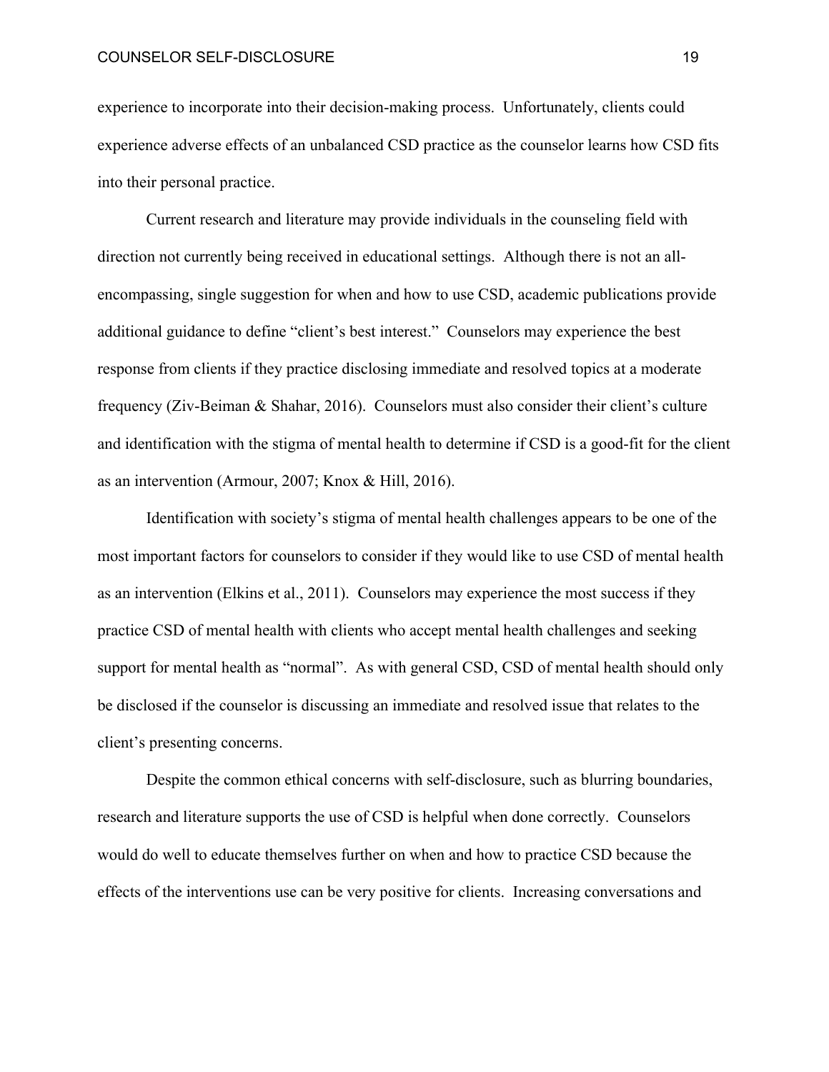experience to incorporate into their decision-making process. Unfortunately, clients could experience adverse effects of an unbalanced CSD practice as the counselor learns how CSD fits into their personal practice.

Current research and literature may provide individuals in the counseling field with direction not currently being received in educational settings. Although there is not an all-encompassing, single suggestion for when and how to use CSD, academic publications provide additional guidance to define "client's best interest." Counselors may experience the best response from clients if they practice disclosing immediate and resolved topics at a moderate frequency (Ziv-Beiman & Shahar, 2016). Counselors must also consider their client's culture and identification with the stigma of mental health to determine if CSD is a good-fit for the client as an intervention (Armour, 2007; Knox & Hill, 2016).

Identification with society's stigma of mental health challenges appears to be one of the most important factors for counselors to consider if they would like to use CSD of mental health as an intervention (Elkins et al., 2011). Counselors may experience the most success if they practice CSD of mental health with clients who accept mental health challenges and seeking support for mental health as "normal". As with general CSD, CSD of mental health should only be disclosed if the counselor is discussing an immediate and resolved issue that relates to the client's presenting concerns.

Despite the common ethical concerns with self-disclosure, such as blurring boundaries, research and literature supports the use of CSD is helpful when done correctly. Counselors would do well to educate themselves further on when and how to practice CSD because the effects of the interventions use can be very positive for clients. Increasing conversations and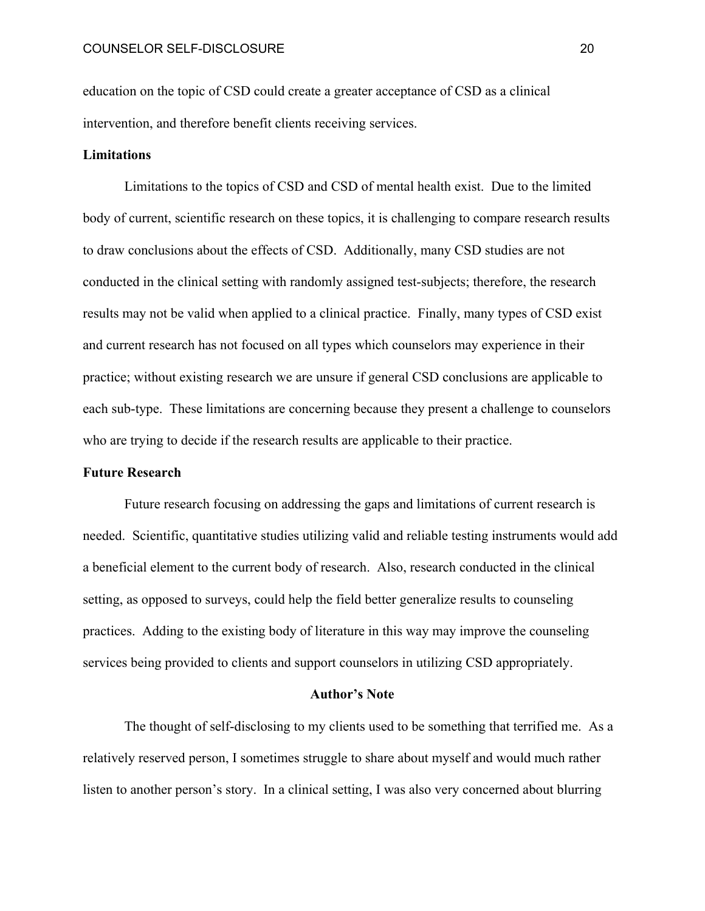education on the topic of CSD could create a greater acceptance of CSD as a clinical intervention, and therefore benefit clients receiving services.

**Limitations**

Limitations to the topics of CSD and CSD of mental health exist. Due to the limited body of current, scientific research on these topics, it is challenging to compare research results to draw conclusions about the effects of CSD. Additionally, many CSD studies are not conducted in the clinical setting with randomly assigned test-subjects; therefore, the research results may not be valid when applied to a clinical practice. Finally, many types of CSD exist and current research has not focused on all types which counselors may experience in their practice; without existing research we are unsure if general CSD conclusions are applicable to each sub-type. These limitations are concerning because they present a challenge to counselors who are trying to decide if the research results are applicable to their practice.

**Future Research**

Future research focusing on addressing the gaps and limitations of current research is needed. Scientific, quantitative studies utilizing valid and reliable testing instruments would add a beneficial element to the current body of research. Also, research conducted in the clinical setting, as opposed to surveys, could help the field better generalize results to counseling practices. Adding to the existing body of literature in this way may improve the counseling services being provided to clients and support counselors in utilizing CSD appropriately.

## Author's Note

The thought of self-disclosing to my clients used to be something that terrified me. As a relatively reserved person, I sometimes struggle to share about myself and would much rather listen to another person's story. In a clinical setting, I was also very concerned about blurring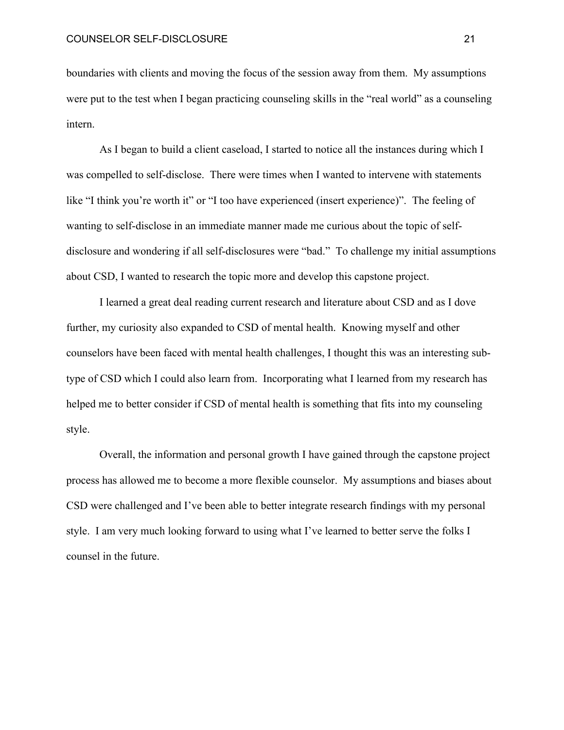boundaries with clients and moving the focus of the session away from them. My assumptions were put to the test when I began practicing counseling skills in the "real world" as a counseling intern.

As I began to build a client caseload, I started to notice all the instances during which I was compelled to self-disclose. There were times when I wanted to intervene with statements like "I think you're worth it" or "I too have experienced (insert experience)". The feeling of wanting to self-disclose in an immediate manner made me curious about the topic of self-disclosure and wondering if all self-disclosures were "bad." To challenge my initial assumptions about CSD, I wanted to research the topic more and develop this capstone project.

I learned a great deal reading current research and literature about CSD and as I dove further, my curiosity also expanded to CSD of mental health. Knowing myself and other counselors have been faced with mental health challenges, I thought this was an interesting sub-type of CSD which I could also learn from. Incorporating what I learned from my research has helped me to better consider if CSD of mental health is something that fits into my counseling style.

Overall, the information and personal growth I have gained through the capstone project process has allowed me to become a more flexible counselor. My assumptions and biases about CSD were challenged and I've been able to better integrate research findings with my personal style. I am very much looking forward to using what I've learned to better serve the folks I counsel in the future.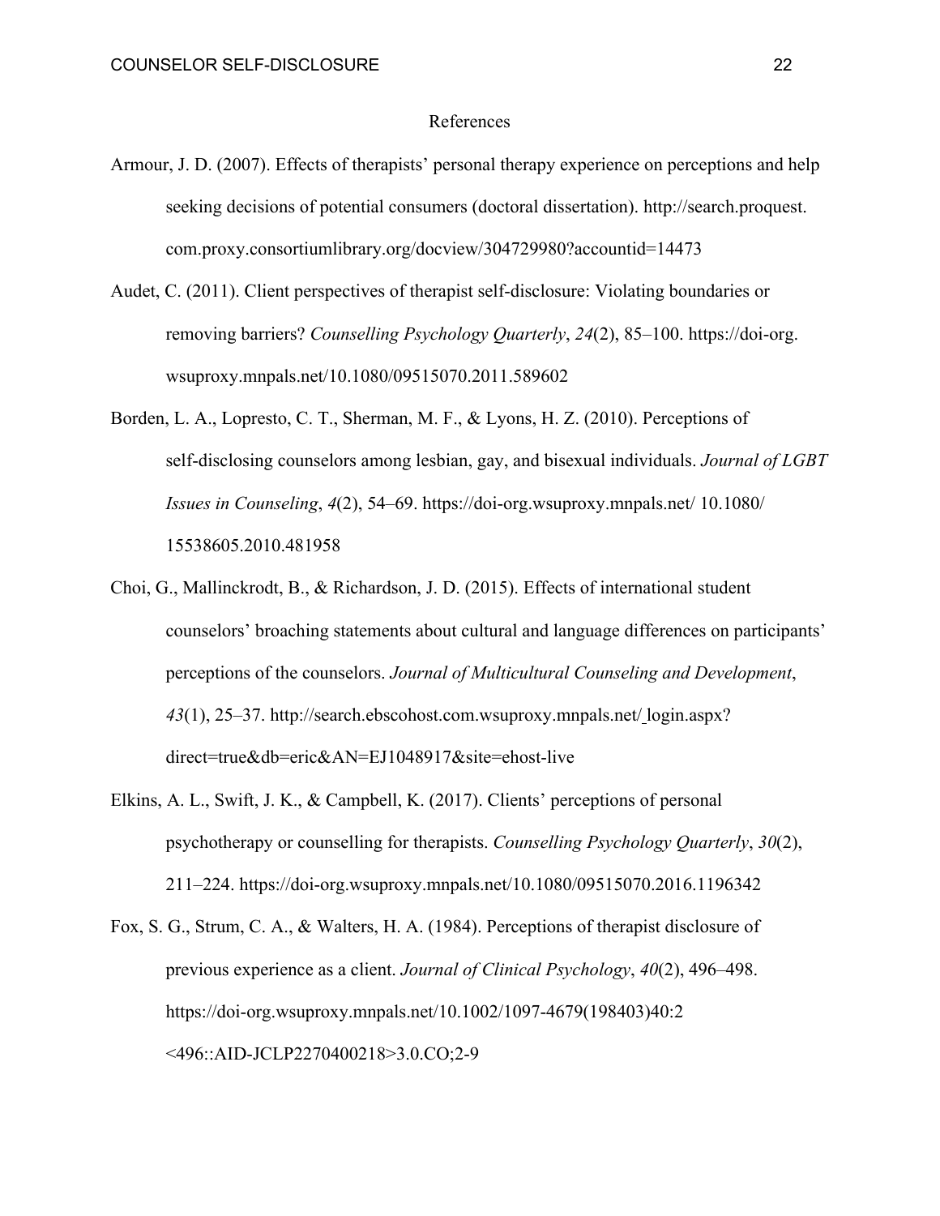# References

Armour, J. D. (2007). Effects of therapists' personal therapy experience on perceptions and help seeking decisions of potential consumers (doctoral dissertation). http://search.proquest.com.proxy.consortiumlibrary.org/docview/304729980?accountid=14473

Audet, C. (2011). Client perspectives of therapist self-disclosure: Violating boundaries or removing barriers? *Counselling Psychology Quarterly*, *24*(2), 85–100. https://doi-org.wsuproxy.mnpals.net/10.1080/09515070.2011.589602

Borden, L. A., Lopresto, C. T., Sherman, M. F., & Lyons, H. Z. (2010). Perceptions of self-disclosing counselors among lesbian, gay, and bisexual individuals. *Journal of LGBT Issues in Counseling*, *4*(2), 54–69. https://doi-org.wsuproxy.mnpals.net/ 10.1080/15538605.2010.481958

Choi, G., Mallinckrodt, B., & Richardson, J. D. (2015). Effects of international student counselors' broaching statements about cultural and language differences on participants' perceptions of the counselors. *Journal of Multicultural Counseling and Development*, *43*(1), 25–37. http://search.ebscohost.com.wsuproxy.mnpals.net/ login.aspx?direct=true&db=eric&AN=EJ1048917&site=ehost-live

Elkins, A. L., Swift, J. K., & Campbell, K. (2017). Clients' perceptions of personal psychotherapy or counselling for therapists. *Counselling Psychology Quarterly*, *30*(2), 211–224. https://doi-org.wsuproxy.mnpals.net/10.1080/09515070.2016.1196342

Fox, S. G., Strum, C. A., & Walters, H. A. (1984). Perceptions of therapist disclosure of previous experience as a client. *Journal of Clinical Psychology*, *40*(2), 496–498. https://doi-org.wsuproxy.mnpals.net/10.1002/1097-4679(198403)40:2<496::AID-JCLP2270400218>3.0.CO;2-9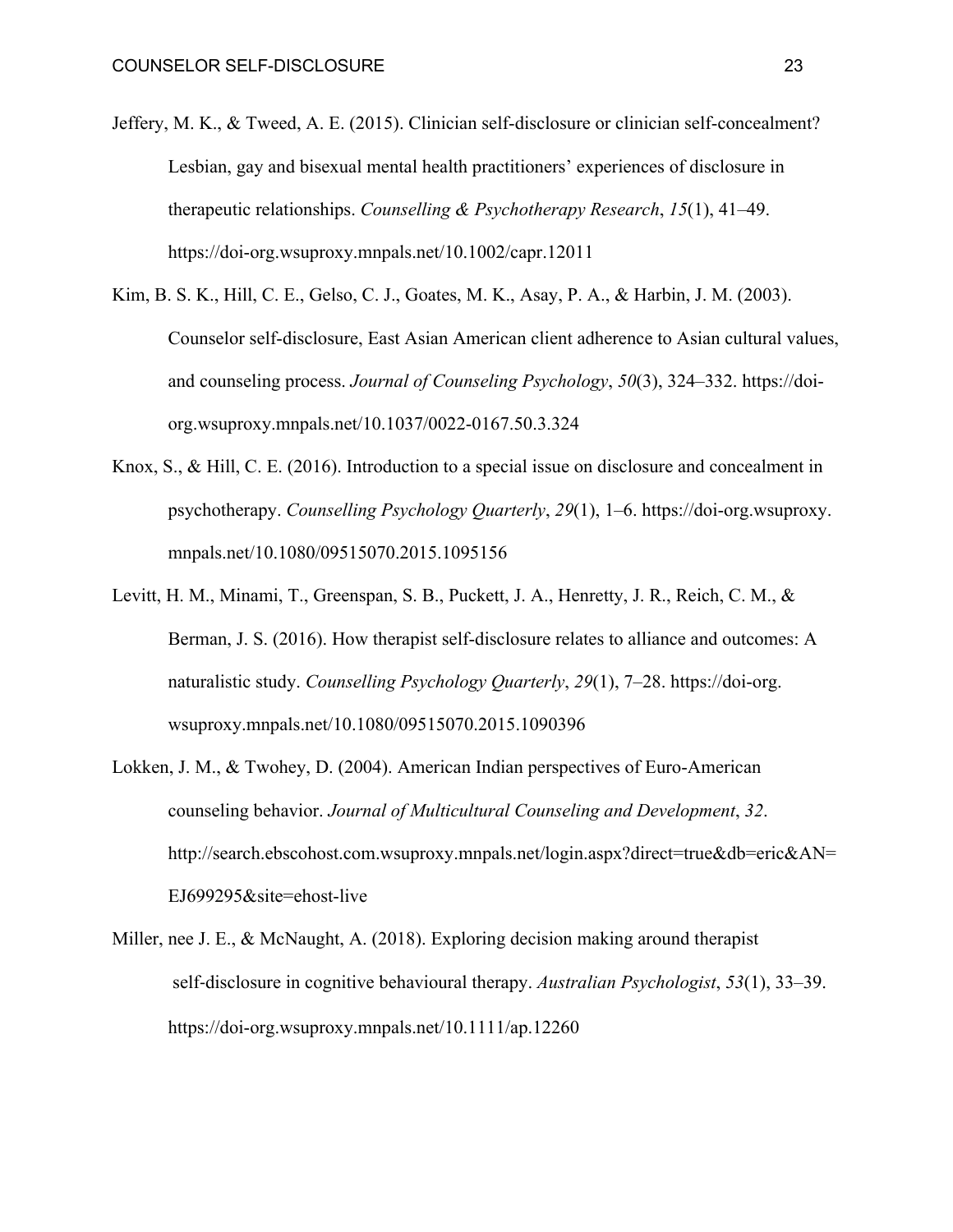Jeffery, M. K., & Tweed, A. E. (2015). Clinician self-disclosure or clinician self-concealment? Lesbian, gay and bisexual mental health practitioners' experiences of disclosure in therapeutic relationships. *Counselling & Psychotherapy Research*, *15*(1), 41–49. https://doi-org.wsuproxy.mnpals.net/10.1002/capr.12011

Kim, B. S. K., Hill, C. E., Gelso, C. J., Goates, M. K., Asay, P. A., & Harbin, J. M. (2003). Counselor self-disclosure, East Asian American client adherence to Asian cultural values, and counseling process. *Journal of Counseling Psychology*, *50*(3), 324–332. https://doi-org.wsuproxy.mnpals.net/10.1037/0022-0167.50.3.324

Knox, S., & Hill, C. E. (2016). Introduction to a special issue on disclosure and concealment in psychotherapy. *Counselling Psychology Quarterly*, *29*(1), 1–6. https://doi-org.wsuproxy.mnpals.net/10.1080/09515070.2015.1095156

Levitt, H. M., Minami, T., Greenspan, S. B., Puckett, J. A., Henretty, J. R., Reich, C. M., & Berman, J. S. (2016). How therapist self-disclosure relates to alliance and outcomes: A naturalistic study. *Counselling Psychology Quarterly*, *29*(1), 7–28. https://doi-org.wsuproxy.mnpals.net/10.1080/09515070.2015.1090396

Lokken, J. M., & Twohey, D. (2004). American Indian perspectives of Euro-American counseling behavior. *Journal of Multicultural Counseling and Development*, *32*. http://search.ebscohost.com.wsuproxy.mnpals.net/login.aspx?direct=true&db=eric&AN=EJ699295&site=ehost-live

Miller, nee J. E., & McNaught, A. (2018). Exploring decision making around therapist self-disclosure in cognitive behavioural therapy. *Australian Psychologist*, *53*(1), 33–39. https://doi-org.wsuproxy.mnpals.net/10.1111/ap.12260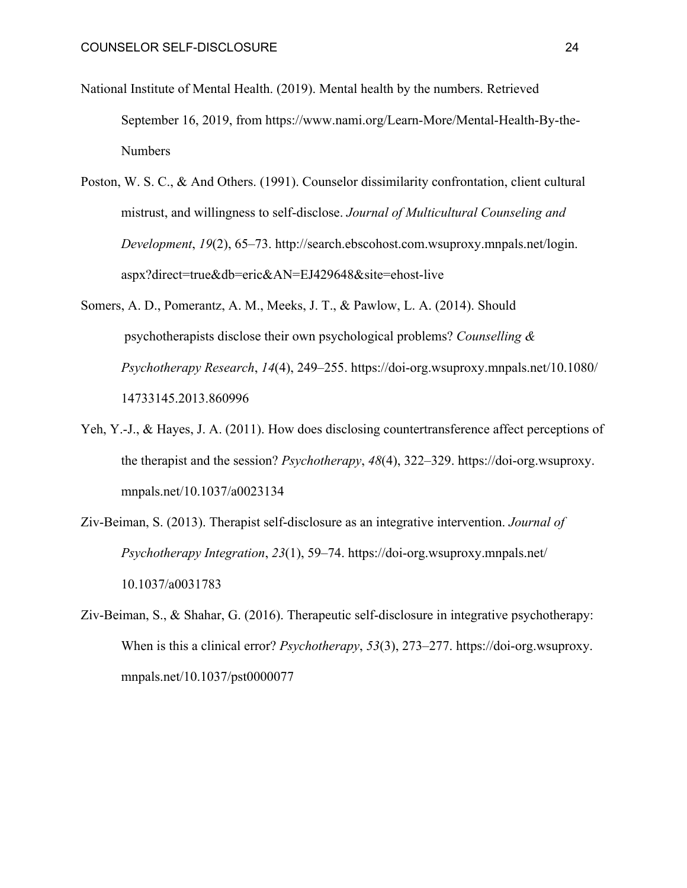National Institute of Mental Health. (2019). Mental health by the numbers. Retrieved September 16, 2019, from https://www.nami.org/Learn-More/Mental-Health-By-the-Numbers

Poston, W. S. C., & And Others. (1991). Counselor dissimilarity confrontation, client cultural mistrust, and willingness to self-disclose. *Journal of Multicultural Counseling and Development*, *19*(2), 65–73. http://search.ebscohost.com.wsuproxy.mnpals.net/login.aspx?direct=true&db=eric&AN=EJ429648&site=ehost-live

Somers, A. D., Pomerantz, A. M., Meeks, J. T., & Pawlow, L. A. (2014). Should psychotherapists disclose their own psychological problems? *Counselling & Psychotherapy Research*, *14*(4), 249–255. https://doi-org.wsuproxy.mnpals.net/10.1080/14733145.2013.860996

Yeh, Y.-J., & Hayes, J. A. (2011). How does disclosing countertransference affect perceptions of the therapist and the session? *Psychotherapy*, *48*(4), 322–329. https://doi-org.wsuproxy.mnpals.net/10.1037/a0023134

Ziv-Beiman, S. (2013). Therapist self-disclosure as an integrative intervention. *Journal of Psychotherapy Integration*, *23*(1), 59–74. https://doi-org.wsuproxy.mnpals.net/10.1037/a0031783

Ziv-Beiman, S., & Shahar, G. (2016). Therapeutic self-disclosure in integrative psychotherapy: When is this a clinical error? *Psychotherapy*, *53*(3), 273–277. https://doi-org.wsuproxy.mnpals.net/10.1037/pst0000077